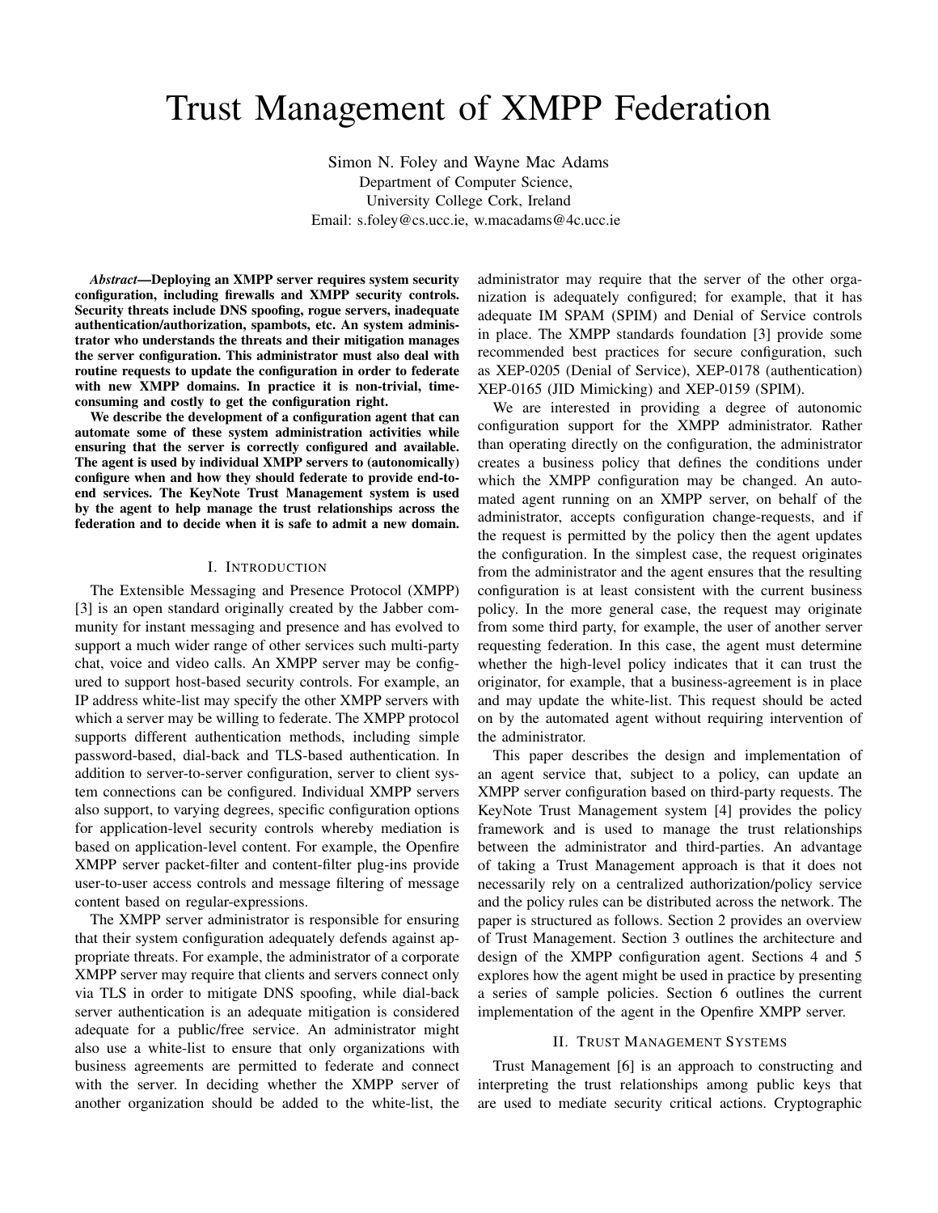# Trust Management of XMPP Federation

Simon N. Foley and Wayne Mac Adams
Department of Computer Science,
University College Cork, Ireland
Email: s.foley@cs.ucc.ie, w.macadams@4c.ucc.ie

***Abstract*—Deploying an XMPP server requires system security configuration, including firewalls and XMPP security controls. Security threats include DNS spoofing, rogue servers, inadequate authentication/authorization, spambots, etc. An system administrator who understands the threats and their mitigation manages the server configuration. This administrator must also deal with routine requests to update the configuration in order to federate with new XMPP domains. In practice it is non-trivial, time-consuming and costly to get the configuration right.**

**We describe the development of a configuration agent that can automate some of these system administration activities while ensuring that the server is correctly configured and available. The agent is used by individual XMPP servers to (autonomically) configure when and how they should federate to provide end-to-end services. The KeyNote Trust Management system is used by the agent to help manage the trust relationships across the federation and to decide when it is safe to admit a new domain.**

## I. Introduction

The Extensible Messaging and Presence Protocol (XMPP) [3] is an open standard originally created by the Jabber community for instant messaging and presence and has evolved to support a much wider range of other services such multi-party chat, voice and video calls. An XMPP server may be configured to support host-based security controls. For example, an IP address white-list may specify the other XMPP servers with which a server may be willing to federate. The XMPP protocol supports different authentication methods, including simple password-based, dial-back and TLS-based authentication. In addition to server-to-server configuration, server to client system connections can be configured. Individual XMPP servers also support, to varying degrees, specific configuration options for application-level security controls whereby mediation is based on application-level content. For example, the Openfire XMPP server packet-filter and content-filter plug-ins provide user-to-user access controls and message filtering of message content based on regular-expressions.

The XMPP server administrator is responsible for ensuring that their system configuration adequately defends against appropriate threats. For example, the administrator of a corporate XMPP server may require that clients and servers connect only via TLS in order to mitigate DNS spoofing, while dial-back server authentication is an adequate mitigation is considered adequate for a public/free service. An administrator might also use a white-list to ensure that only organizations with business agreements are permitted to federate and connect with the server. In deciding whether the XMPP server of another organization should be added to the white-list, the administrator may require that the server of the other organization is adequately configured; for example, that it has adequate IM SPAM (SPIM) and Denial of Service controls in place. The XMPP standards foundation [3] provide some recommended best practices for secure configuration, such as XEP-0205 (Denial of Service), XEP-0178 (authentication) XEP-0165 (JID Mimicking) and XEP-0159 (SPIM).

We are interested in providing a degree of autonomic configuration support for the XMPP administrator. Rather than operating directly on the configuration, the administrator creates a business policy that defines the conditions under which the XMPP configuration may be changed. An automated agent running on an XMPP server, on behalf of the administrator, accepts configuration change-requests, and if the request is permitted by the policy then the agent updates the configuration. In the simplest case, the request originates from the administrator and the agent ensures that the resulting configuration is at least consistent with the current business policy. In the more general case, the request may originate from some third party, for example, the user of another server requesting federation. In this case, the agent must determine whether the high-level policy indicates that it can trust the originator, for example, that a business-agreement is in place and may update the white-list. This request should be acted on by the automated agent without requiring intervention of the administrator.

This paper describes the design and implementation of an agent service that, subject to a policy, can update an XMPP server configuration based on third-party requests. The KeyNote Trust Management system [4] provides the policy framework and is used to manage the trust relationships between the administrator and third-parties. An advantage of taking a Trust Management approach is that it does not necessarily rely on a centralized authorization/policy service and the policy rules can be distributed across the network. The paper is structured as follows. Section 2 provides an overview of Trust Management. Section 3 outlines the architecture and design of the XMPP configuration agent. Sections 4 and 5 explores how the agent might be used in practice by presenting a series of sample policies. Section 6 outlines the current implementation of the agent in the Openfire XMPP server.

## II. Trust Management Systems

Trust Management [6] is an approach to constructing and interpreting the trust relationships among public keys that are used to mediate security critical actions. Cryptographic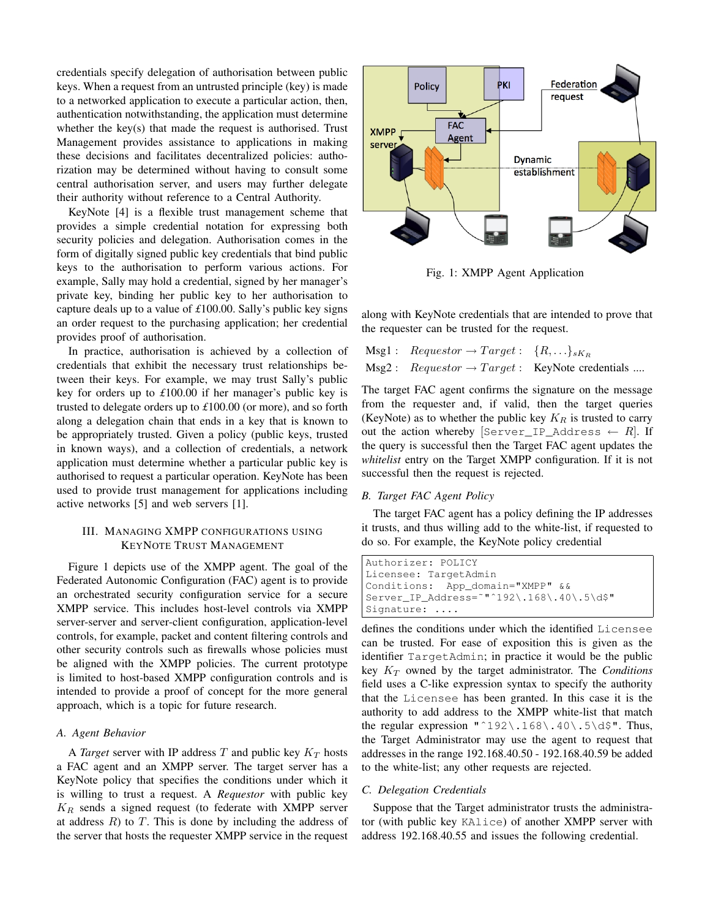credentials specify delegation of authorisation between public keys. When a request from an untrusted principle (key) is made to a networked application to execute a particular action, then, authentication notwithstanding, the application must determine whether the key(s) that made the request is authorised. Trust Management provides assistance to applications in making these decisions and facilitates decentralized policies: authorization may be determined without having to consult some central authorisation server, and users may further delegate their authority without reference to a Central Authority.

KeyNote [4] is a flexible trust management scheme that provides a simple credential notation for expressing both security policies and delegation. Authorisation comes in the form of digitally signed public key credentials that bind public keys to the authorisation to perform various actions. For example, Sally may hold a credential, signed by her manager's private key, binding her public key to her authorisation to capture deals up to a value of £100.00. Sally's public key signs an order request to the purchasing application; her credential provides proof of authorisation.

In practice, authorisation is achieved by a collection of credentials that exhibit the necessary trust relationships between their keys. For example, we may trust Sally's public key for orders up to £100.00 if her manager's public key is trusted to delegate orders up to £100.00 (or more), and so forth along a delegation chain that ends in a key that is known to be appropriately trusted. Given a policy (public keys, trusted in known ways), and a collection of credentials, a network application must determine whether a particular public key is authorised to request a particular operation. KeyNote has been used to provide trust management for applications including active networks [5] and web servers [1].

## III. Managing XMPP configurations using KeyNote Trust Management

Figure 1 depicts use of the XMPP agent. The goal of the Federated Autonomic Configuration (FAC) agent is to provide an orchestrated security configuration service for a secure XMPP service. This includes host-level controls via XMPP server-server and server-client configuration, application-level controls, for example, packet and content filtering controls and other security controls such as firewalls whose policies must be aligned with the XMPP policies. The current prototype is limited to host-based XMPP configuration controls and is intended to provide a proof of concept for the more general approach, which is a topic for future research.

### A. Agent Behavior

A *Target* server with IP address $T$ and public key $K_T$ hosts a FAC agent and an XMPP server. The target server has a KeyNote policy that specifies the conditions under which it is willing to trust a request. A *Requestor* with public key $K_R$ sends a signed request (to federate with XMPP server at address $R$) to $T$. This is done by including the address of the server that hosts the requester XMPP service in the request

Fig. 1: XMPP Agent Application

along with KeyNote credentials that are intended to prove that the requester can be trusted for the request.

$$\begin{array}{lll} \text{Msg1}: & \mathit{Requestor} \rightarrow \mathit{Target}: & \{R, \ldots\}_{sK_R} \\ \text{Msg2}: & \mathit{Requestor} \rightarrow \mathit{Target}: & \text{KeyNote credentials ....} \end{array}$$

The target FAC agent confirms the signature on the message from the requester and, if valid, then the target queries (KeyNote) as to whether the public key $K_R$ is trusted to carry out the action whereby [`Server_IP_Address` $\leftarrow R$]. If the query is successful then the Target FAC agent updates the *whitelist* entry on the Target XMPP configuration. If it is not successful then the request is rejected.

### B. Target FAC Agent Policy

The target FAC agent has a policy defining the IP addresses it trusts, and thus willing add to the white-list, if requested to do so. For example, the KeyNote policy credential

```
Authorizer: POLICY
Licensee: TargetAdmin
Conditions:  App_domain="XMPP" &&
Server_IP_Address=~"^192\.168\.40\.5\d$"
Signature: ....
```

defines the conditions under which the identified `Licensee` can be trusted. For ease of exposition this is given as the identifier `TargetAdmin`; in practice it would be the public key $K_T$ owned by the target administrator. The *Conditions* field uses a C-like expression syntax to specify the authority that the `Licensee` has been granted. In this case it is the authority to add address to the XMPP white-list that match the regular expression `"^192\.168\.40\.5\d$"`. Thus, the Target Administrator may use the agent to request that addresses in the range 192.168.40.50 - 192.168.40.59 be added to the white-list; any other requests are rejected.

### C. Delegation Credentials

Suppose that the Target administrator trusts the administrator (with public key `KAlice`) of another XMPP server with address 192.168.40.55 and issues the following credential.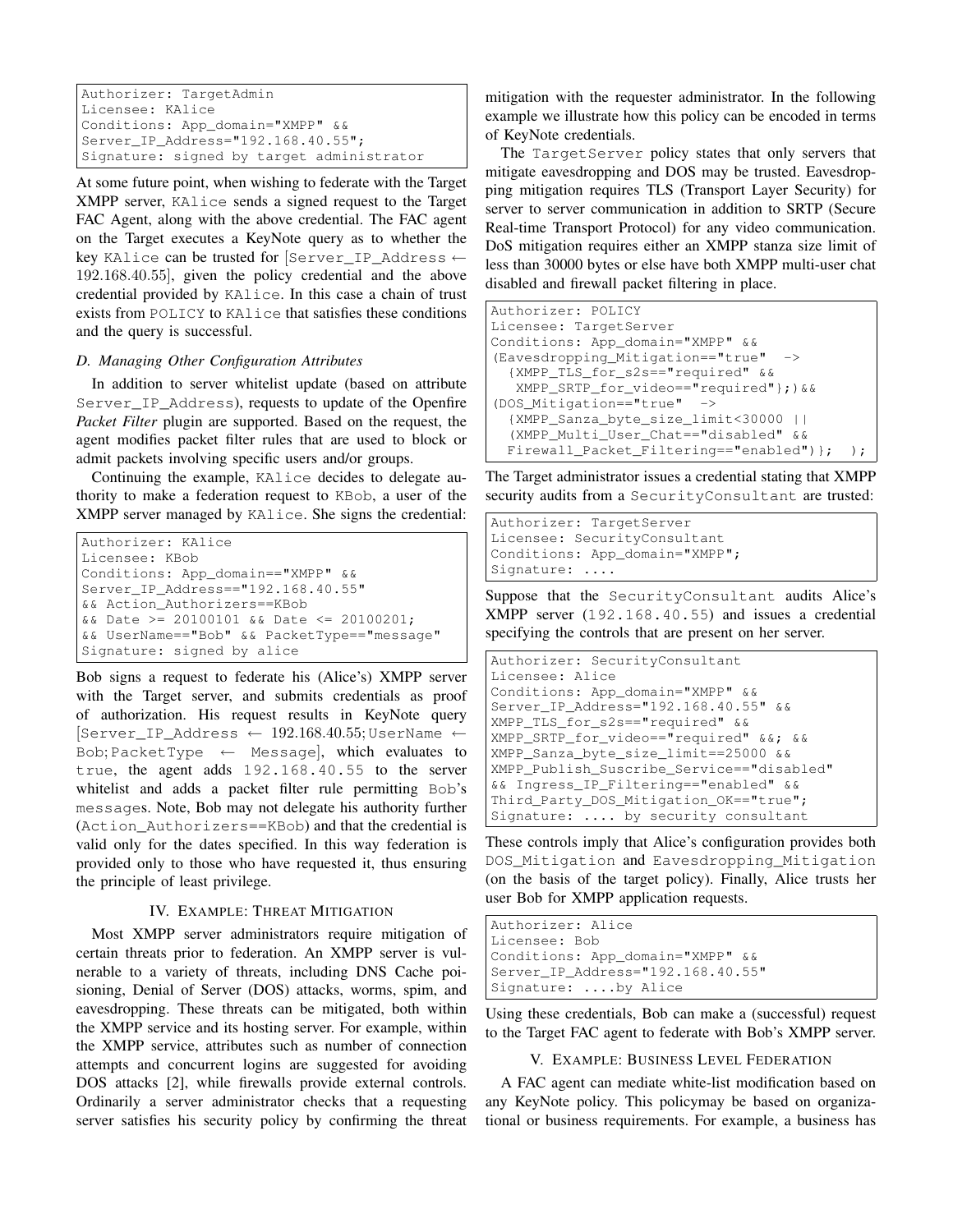```
Authorizer: TargetAdmin
Licensee: KAlice
Conditions: App_domain="XMPP" &&
Server_IP_Address="192.168.40.55";
Signature: signed by target administrator
```

At some future point, when wishing to federate with the Target XMPP server, KAlice sends a signed request to the Target FAC Agent, along with the above credential. The FAC agent on the Target executes a KeyNote query as to whether the key KAlice can be trusted for [Server_IP_Address ← 192.168.40.55], given the policy credential and the above credential provided by KAlice. In this case a chain of trust exists from POLICY to KAlice that satisfies these conditions and the query is successful.

### D. Managing Other Configuration Attributes

In addition to server whitelist update (based on attribute Server_IP_Address), requests to update of the Openfire *Packet Filter* plugin are supported. Based on the request, the agent modifies packet filter rules that are used to block or admit packets involving specific users and/or groups.

Continuing the example, KAlice decides to delegate authority to make a federation request to KBob, a user of the XMPP server managed by KAlice. She signs the credential:

```
Authorizer: KAlice
Licensee: KBob
Conditions: App_domain=="XMPP" &&
Server_IP_Address=="192.168.40.55"
&& Action_Authorizers==KBob
&& Date >= 20100101 && Date <= 20100201;
&& UserName=="Bob" && PacketType=="message"
Signature: signed by alice
```

Bob signs a request to federate his (Alice's) XMPP server with the Target server, and submits credentials as proof of authorization. His request results in KeyNote query [Server_IP_Address ← 192.168.40.55; UserName ← Bob; PacketType ← Message], which evaluates to true, the agent adds 192.168.40.55 to the server whitelist and adds a packet filter rule permitting Bob's messages. Note, Bob may not delegate his authority further (Action_Authorizers==KBob) and that the credential is valid only for the dates specified. In this way federation is provided only to those who have requested it, thus ensuring the principle of least privilege.

## IV. Example: Threat Mitigation

Most XMPP server administrators require mitigation of certain threats prior to federation. An XMPP server is vulnerable to a variety of threats, including DNS Cache poisioning, Denial of Server (DOS) attacks, worms, spim, and eavesdropping. These threats can be mitigated, both within the XMPP service and its hosting server. For example, within the XMPP service, attributes such as number of connection attempts and concurrent logins are suggested for avoiding DOS attacks [2], while firewalls provide external controls. Ordinarily a server administrator checks that a requesting server satisfies his security policy by confirming the threat mitigation with the requester administrator. In the following example we illustrate how this policy can be encoded in terms of KeyNote credentials.

The TargetServer policy states that only servers that mitigate eavesdropping and DOS may be trusted. Eavesdropping mitigation requires TLS (Transport Layer Security) for server to server communication in addition to SRTP (Secure Real-time Transport Protocol) for any video communication. DoS mitigation requires either an XMPP stanza size limit of less than 30000 bytes or else have both XMPP multi-user chat disabled and firewall packet filtering in place.

```
Authorizer: POLICY
Licensee: TargetServer
Conditions: App_domain="XMPP" &&
(Eavesdropping_Mitigation=="true"  ->
  {XMPP_TLS_for_s2s=="required" &&
   XMPP_SRTP_for_video=="required"};)&&
(DOS_Mitigation=="true"  ->
  {XMPP_Sanza_byte_size_limit<30000 ||
  (XMPP_Multi_User_Chat=="disabled" &&
  Firewall_Packet_Filtering=="enabled")};  );
```

The Target administrator issues a credential stating that XMPP security audits from a SecurityConsultant are trusted:

```
Authorizer: TargetServer
Licensee: SecurityConsultant
Conditions: App_domain="XMPP";
Signature: ....
```

Suppose that the SecurityConsultant audits Alice's XMPP server (192.168.40.55) and issues a credential specifying the controls that are present on her server.

```
Authorizer: SecurityConsultant
Licensee: Alice
Conditions: App_domain="XMPP" &&
Server_IP_Address="192.168.40.55" &&
XMPP_TLS_for_s2s=="required" &&
XMPP_SRTP_for_video=="required" &&; &&
XMPP_Sanza_byte_size_limit==25000 &&
XMPP_Publish_Suscribe_Service=="disabled"
&& Ingress_IP_Filtering=="enabled" &&
Third_Party_DOS_Mitigation_OK=="true";
Signature: .... by security consultant
```

These controls imply that Alice's configuration provides both DOS_Mitigation and Eavesdropping_Mitigation (on the basis of the target policy). Finally, Alice trusts her user Bob for XMPP application requests.

```
Authorizer: Alice
Licensee: Bob
Conditions: App_domain="XMPP" &&
Server_IP_Address="192.168.40.55"
Signature: ....by Alice
```

Using these credentials, Bob can make a (successful) request to the Target FAC agent to federate with Bob's XMPP server.

## V. Example: Business Level Federation

A FAC agent can mediate white-list modification based on any KeyNote policy. This policymay be based on organizational or business requirements. For example, a business has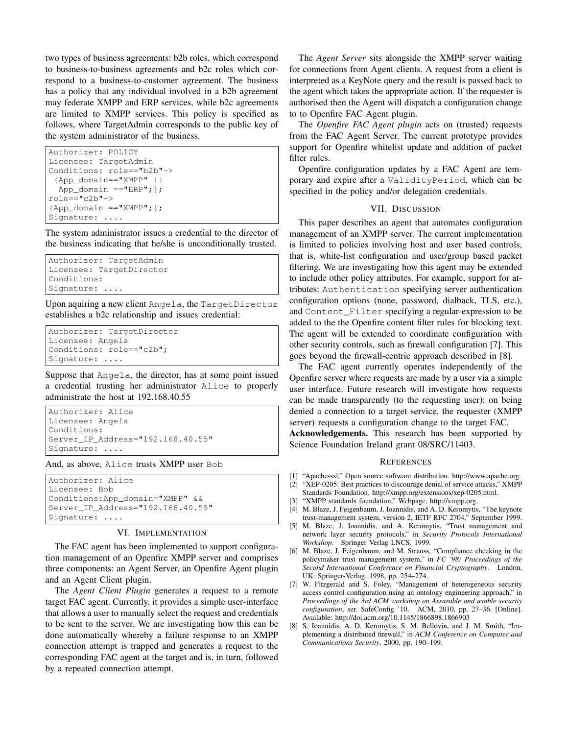two types of business agreements: b2b roles, which correspond to business-to-business agreements and b2c roles which correspond to a business-to-customer agreement. The business has a policy that any individual involved in a b2b agreement may federate XMPP and ERP services, while b2c agreements are limited to XMPP services. This policy is specified as follows, where TargetAdmin corresponds to the public key of the system administrator of the business.

```
Authorizer: POLICY
Licensee: TargetAdmin
Conditions: role=="b2b"->
 {App_domain=="XMPP" ||
  App_domain =="ERP";};
role=="c2b"->
{App_domain =="XMPP";};
Signature: ....
```

The system administrator issues a credential to the director of the business indicating that he/she is unconditionally trusted.

```
Authorizer: TargetAdmin
Licensee: TargetDirector
Conditions:
Signature: ....
```

Upon aquiring a new client `Angela`, the `TargetDirector` establishes a b2c relationship and issues credential:

```
Authorizer: TargetDirector
Licensee: Angela
Conditions: role=="c2b";
Signature: ....
```

Suppose that `Angela`, the director, has at some point issued a credential trusting her administrator `Alice` to properly administrate the host at 192.168.40.55

```
Authorizer: Alice
Licensee: Angela
Conditions:
Server_IP_Address="192.168.40.55"
Signature: ....
```

And, as above, `Alice` trusts XMPP user `Bob`

```
Authorizer: Alice
Licensee: Bob
Conditions:App_domain="XMPP" &&
Server_IP_Address="192.168.40.55"
Signature: ....
```

## VI. Implementation

The FAC agent has been implemented to support configuration management of an Openfire XMPP server and comprises three components: an Agent Server, an Openfire Agent plugin and an Agent Client plugin.

The *Agent Client Plugin* generates a request to a remote target FAC agent. Currently, it provides a simple user-interface that allows a user to manually select the request and credentials to be sent to the server. We are investigating how this can be done automatically whereby a failure response to an XMPP connection attempt is trapped and generates a request to the corresponding FAC agent at the target and is, in turn, followed by a repeated connection attempt.

The *Agent Server* sits alongside the XMPP server waiting for connections from Agent clients. A request from a client is interpreted as a KeyNote query and the result is passed back to the agent which takes the appropriate action. If the requester is authorised then the Agent will dispatch a configuration change to to Openfire FAC Agent plugin.

The *Openfire FAC Agent plugin* acts on (trusted) requests from the FAC Agent Server. The current prototype provides support for Openfire whitelist update and addition of packet filter rules.

Openfire configuration updates by a FAC Agent are temporary and expire after a `ValidityPeriod`, which can be specified in the policy and/or delegation credentials.

## VII. Discussion

This paper describes an agent that automates configuration management of an XMPP server. The current implementation is limited to policies involving host and user based controls, that is, white-list configuration and user/group based packet filtering. We are investigating how this agent may be extended to include other policy attributes. For example, support for attributes: `Authentication` specifying server authentication configuration options (none, password, dialback, TLS, etc.), and `Content_Filter` specifying a regular-expression to be added to the the Openfire content filter rules for blocking text. The agent will be extended to coordinate configuration with other security controls, such as firewall configuration [7]. This goes beyond the firewall-centric approach described in [8].

The FAC agent currently operates independently of the Openfire server where requests are made by a user via a simple user interface. Future research will investigate how requests can be made transparently (to the requesting user): on being denied a connection to a target service, the requester (XMPP server) requests a configuration change to the target FAC.

**Acknowledgements.** This research has been supported by Science Foundation Ireland grant 08/SRC/11403.

## References

[1] "Apache-ssl," Open source software distribution. http://www.apache.org.

[2] "XEP-0205: Best practices to discourage denial of service attacks," XMPP Standards Foundation, http://xmpp.org/extensions/xep-0205.html.

[3] "XMPP standards foundation," Webpage, http://xmpp.org.

[4] M. Blaze, J. Feigenbaum, J. Ioannidis, and A. D. Keromytis, "The keynote trust-management system, version 2, IETF RFC 2704," September 1999.

[5] M. Blaze, J. Ioannidis, and A. Keromytis, "Trust management and network layer security protocols," in *Security Protocols International Workshop*. Springer Verlag LNCS, 1999.

[6] M. Blaze, J. Feigenbaum, and M. Strauss, "Compliance checking in the policymaker trust management system," in *FC '98: Proceedings of the Second International Conference on Financial Cryptography*. London, UK: Springer-Verlag, 1998, pp. 254–274.

[7] W. Fitzgerald and S. Foley, "Management of heterogeneous security access control configuration using an ontology engineering approach," in *Proceedings of the 3rd ACM workshop on Assurable and usable security configuration*, ser. SafeConfig '10. ACM, 2010, pp. 27–36. [Online]. Available: http://doi.acm.org/10.1145/1866898.1866903

[8] S. Ioannidis, A. D. Keromytis, S. M. Bellovin, and J. M. Smith, "Implementing a distributed firewall," in *ACM Conference on Computer and Communications Security*, 2000, pp. 190–199.